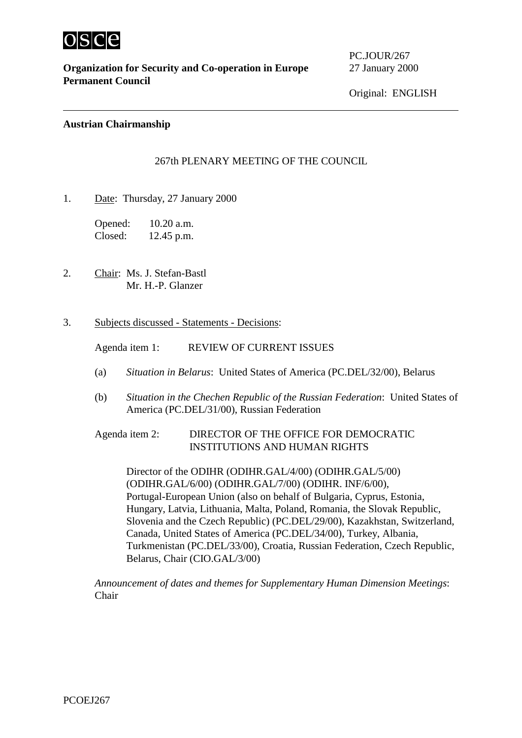osce

**Organization for Security and Co-operation in Europe**
**Permanent Council**

PC.JOUR/267
27 January 2000

Original: ENGLISH

---

**Austrian Chairmanship**

267th PLENARY MEETING OF THE COUNCIL

1. Date: Thursday, 27 January 2000

   Opened: 10.20 a.m.
   Closed: 12.45 p.m.

2. Chair: Ms. J. Stefan-Bastl
   Mr. H.-P. Glanzer

3. Subjects discussed - Statements - Decisions:

   Agenda item 1: REVIEW OF CURRENT ISSUES

   (a) *Situation in Belarus*: United States of America (PC.DEL/32/00), Belarus

   (b) *Situation in the Chechen Republic of the Russian Federation*: United States of America (PC.DEL/31/00), Russian Federation

   Agenda item 2: DIRECTOR OF THE OFFICE FOR DEMOCRATIC INSTITUTIONS AND HUMAN RIGHTS

   Director of the ODIHR (ODIHR.GAL/4/00) (ODIHR.GAL/5/00) (ODIHR.GAL/6/00) (ODIHR.GAL/7/00) (ODIHR. INF/6/00), Portugal-European Union (also on behalf of Bulgaria, Cyprus, Estonia, Hungary, Latvia, Lithuania, Malta, Poland, Romania, the Slovak Republic, Slovenia and the Czech Republic) (PC.DEL/29/00), Kazakhstan, Switzerland, Canada, United States of America (PC.DEL/34/00), Turkey, Albania, Turkmenistan (PC.DEL/33/00), Croatia, Russian Federation, Czech Republic, Belarus, Chair (CIO.GAL/3/00)

   *Announcement of dates and themes for Supplementary Human Dimension Meetings*: Chair

PCOEJ267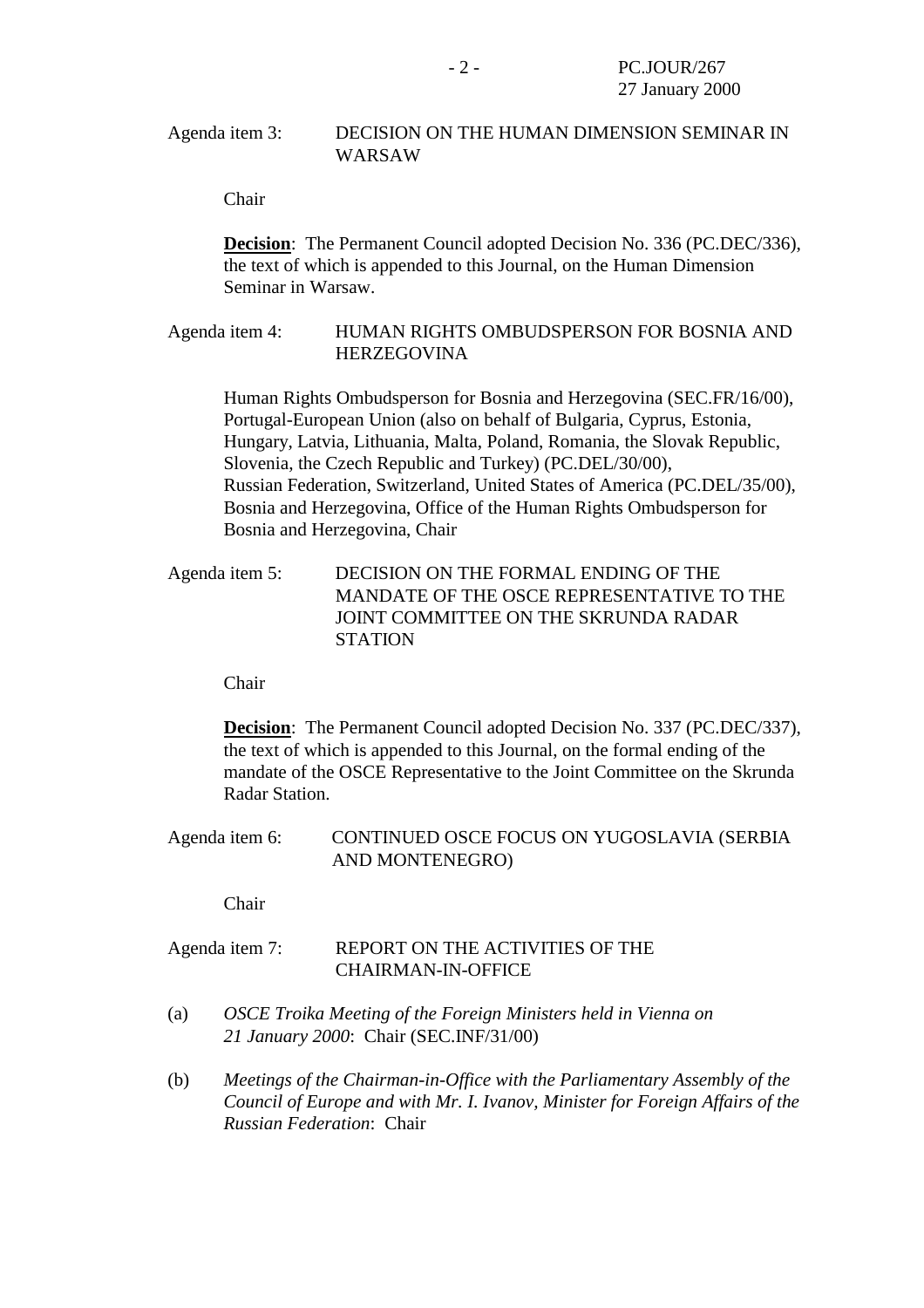Agenda item 3: DECISION ON THE HUMAN DIMENSION SEMINAR IN WARSAW

Chair

**Decision**: The Permanent Council adopted Decision No. 336 (PC.DEC/336), the text of which is appended to this Journal, on the Human Dimension Seminar in Warsaw.

Agenda item 4: HUMAN RIGHTS OMBUDSPERSON FOR BOSNIA AND HERZEGOVINA

Human Rights Ombudsperson for Bosnia and Herzegovina (SEC.FR/16/00), Portugal-European Union (also on behalf of Bulgaria, Cyprus, Estonia, Hungary, Latvia, Lithuania, Malta, Poland, Romania, the Slovak Republic, Slovenia, the Czech Republic and Turkey) (PC.DEL/30/00), Russian Federation, Switzerland, United States of America (PC.DEL/35/00), Bosnia and Herzegovina, Office of the Human Rights Ombudsperson for Bosnia and Herzegovina, Chair

Agenda item 5: DECISION ON THE FORMAL ENDING OF THE MANDATE OF THE OSCE REPRESENTATIVE TO THE JOINT COMMITTEE ON THE SKRUNDA RADAR STATION

Chair

**Decision**: The Permanent Council adopted Decision No. 337 (PC.DEC/337), the text of which is appended to this Journal, on the formal ending of the mandate of the OSCE Representative to the Joint Committee on the Skrunda Radar Station.

Agenda item 6: CONTINUED OSCE FOCUS ON YUGOSLAVIA (SERBIA AND MONTENEGRO)

Chair

Agenda item 7: REPORT ON THE ACTIVITIES OF THE CHAIRMAN-IN-OFFICE

(a) *OSCE Troika Meeting of the Foreign Ministers held in Vienna on 21 January 2000*: Chair (SEC.INF/31/00)

(b) *Meetings of the Chairman-in-Office with the Parliamentary Assembly of the Council of Europe and with Mr. I. Ivanov, Minister for Foreign Affairs of the Russian Federation*: Chair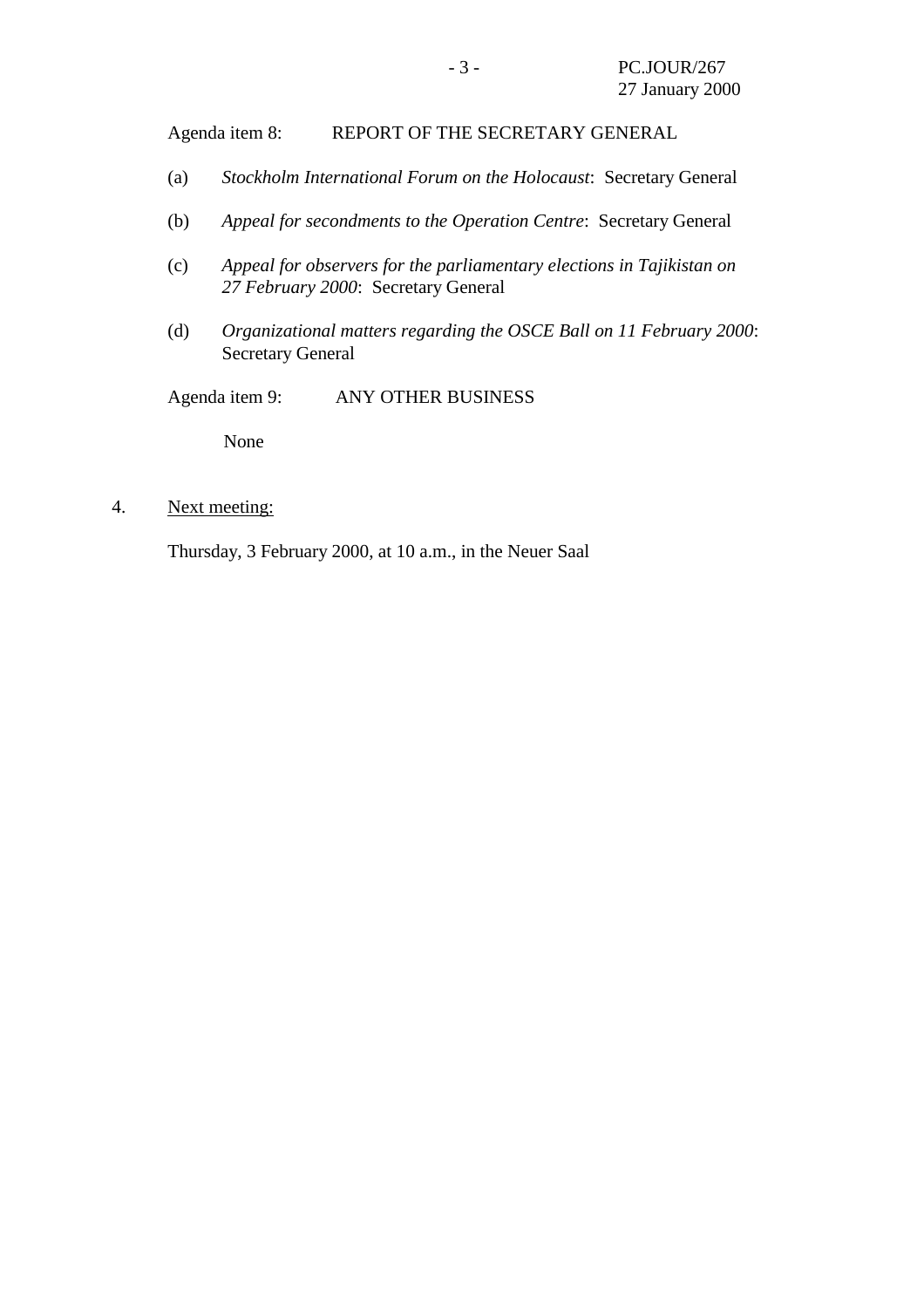Agenda item 8: REPORT OF THE SECRETARY GENERAL

(a) *Stockholm International Forum on the Holocaust*: Secretary General

(b) *Appeal for secondments to the Operation Centre*: Secretary General

(c) *Appeal for observers for the parliamentary elections in Tajikistan on 27 February 2000*: Secretary General

(d) *Organizational matters regarding the OSCE Ball on 11 February 2000*: Secretary General

Agenda item 9: ANY OTHER BUSINESS

None

4. Next meeting:

Thursday, 3 February 2000, at 10 a.m., in the Neuer Saal